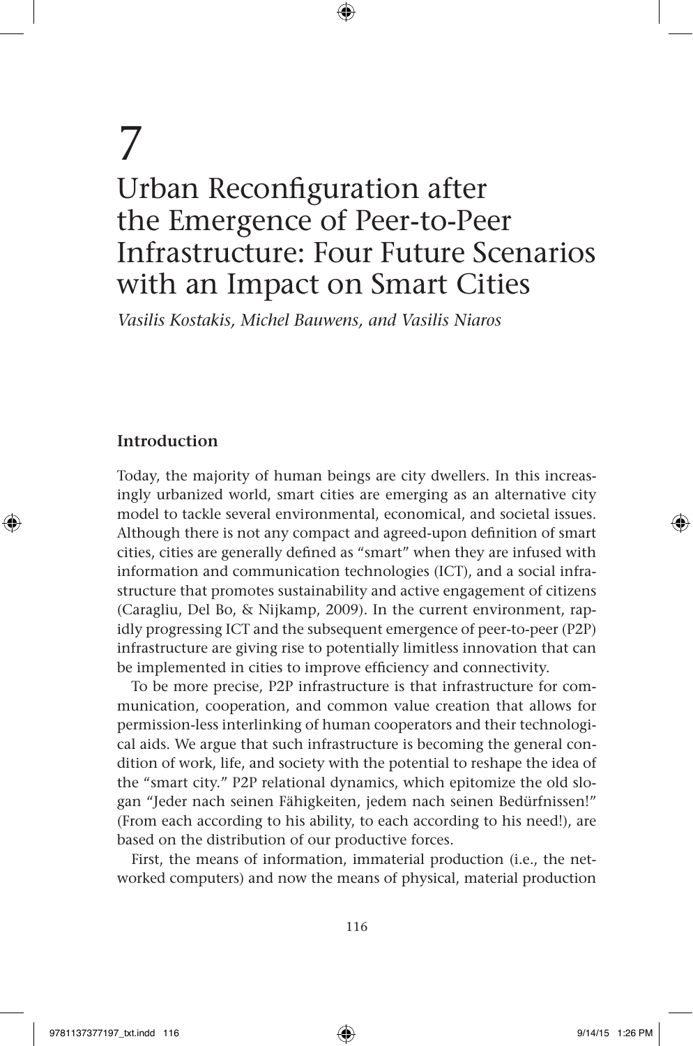# 7

# Urban Reconfiguration after the Emergence of Peer-to-Peer Infrastructure: Four Future Scenarios with an Impact on Smart Cities

*Vasilis Kostakis, Michel Bauwens, and Vasilis Niaros*

## Introduction

Today, the majority of human beings are city dwellers. In this increasingly urbanized world, smart cities are emerging as an alternative city model to tackle several environmental, economical, and societal issues. Although there is not any compact and agreed-upon definition of smart cities, cities are generally defined as "smart" when they are infused with information and communication technologies (ICT), and a social infrastructure that promotes sustainability and active engagement of citizens (Caragliu, Del Bo, & Nijkamp, 2009). In the current environment, rapidly progressing ICT and the subsequent emergence of peer-to-peer (P2P) infrastructure are giving rise to potentially limitless innovation that can be implemented in cities to improve efficiency and connectivity.

To be more precise, P2P infrastructure is that infrastructure for communication, cooperation, and common value creation that allows for permission-less interlinking of human cooperators and their technological aids. We argue that such infrastructure is becoming the general condition of work, life, and society with the potential to reshape the idea of the "smart city." P2P relational dynamics, which epitomize the old slogan "Jeder nach seinen Fähigkeiten, jedem nach seinen Bedürfnissen!" (From each according to his ability, to each according to his need!), are based on the distribution of our productive forces.

First, the means of information, immaterial production (i.e., the networked computers) and now the means of physical, material production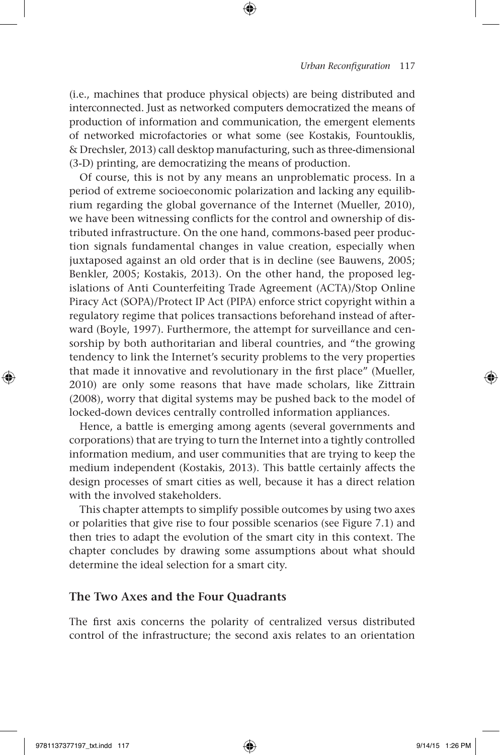(i.e., machines that produce physical objects) are being distributed and interconnected. Just as networked computers democratized the means of production of information and communication, the emergent elements of networked microfactories or what some (see Kostakis, Fountouklis, & Drechsler, 2013) call desktop manufacturing, such as three-dimensional (3-D) printing, are democratizing the means of production.

Of course, this is not by any means an unproblematic process. In a period of extreme socioeconomic polarization and lacking any equilibrium regarding the global governance of the Internet (Mueller, 2010), we have been witnessing conflicts for the control and ownership of distributed infrastructure. On the one hand, commons-based peer production signals fundamental changes in value creation, especially when juxtaposed against an old order that is in decline (see Bauwens, 2005; Benkler, 2005; Kostakis, 2013). On the other hand, the proposed legislations of Anti Counterfeiting Trade Agreement (ACTA)/Stop Online Piracy Act (SOPA)/Protect IP Act (PIPA) enforce strict copyright within a regulatory regime that polices transactions beforehand instead of afterward (Boyle, 1997). Furthermore, the attempt for surveillance and censorship by both authoritarian and liberal countries, and "the growing tendency to link the Internet's security problems to the very properties that made it innovative and revolutionary in the first place" (Mueller, 2010) are only some reasons that have made scholars, like Zittrain (2008), worry that digital systems may be pushed back to the model of locked-down devices centrally controlled information appliances.

Hence, a battle is emerging among agents (several governments and corporations) that are trying to turn the Internet into a tightly controlled information medium, and user communities that are trying to keep the medium independent (Kostakis, 2013). This battle certainly affects the design processes of smart cities as well, because it has a direct relation with the involved stakeholders.

This chapter attempts to simplify possible outcomes by using two axes or polarities that give rise to four possible scenarios (see Figure 7.1) and then tries to adapt the evolution of the smart city in this context. The chapter concludes by drawing some assumptions about what should determine the ideal selection for a smart city.

## The Two Axes and the Four Quadrants

The first axis concerns the polarity of centralized versus distributed control of the infrastructure; the second axis relates to an orientation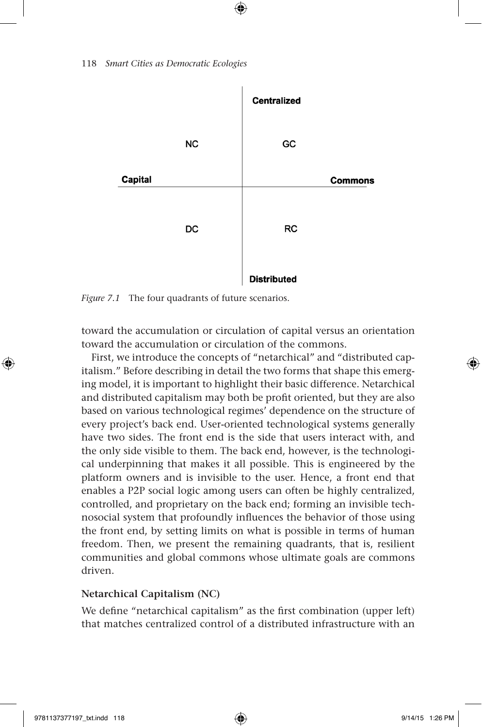| | Centralized | |
|---|---|---|
| | NC | GC |
| Capital | | Commons |
| | DC | RC |
| | Distributed | |

*Figure 7.1* The four quadrants of future scenarios.

toward the accumulation or circulation of capital versus an orientation toward the accumulation or circulation of the commons.

First, we introduce the concepts of "netarchical" and "distributed capitalism." Before describing in detail the two forms that shape this emerging model, it is important to highlight their basic difference. Netarchical and distributed capitalism may both be profit oriented, but they are also based on various technological regimes' dependence on the structure of every project's back end. User-oriented technological systems generally have two sides. The front end is the side that users interact with, and the only side visible to them. The back end, however, is the technological underpinning that makes it all possible. This is engineered by the platform owners and is invisible to the user. Hence, a front end that enables a P2P social logic among users can often be highly centralized, controlled, and proprietary on the back end; forming an invisible technosocial system that profoundly influences the behavior of those using the front end, by setting limits on what is possible in terms of human freedom. Then, we present the remaining quadrants, that is, resilient communities and global commons whose ultimate goals are commons driven.

### Netarchical Capitalism (NC)

We define "netarchical capitalism" as the first combination (upper left) that matches centralized control of a distributed infrastructure with an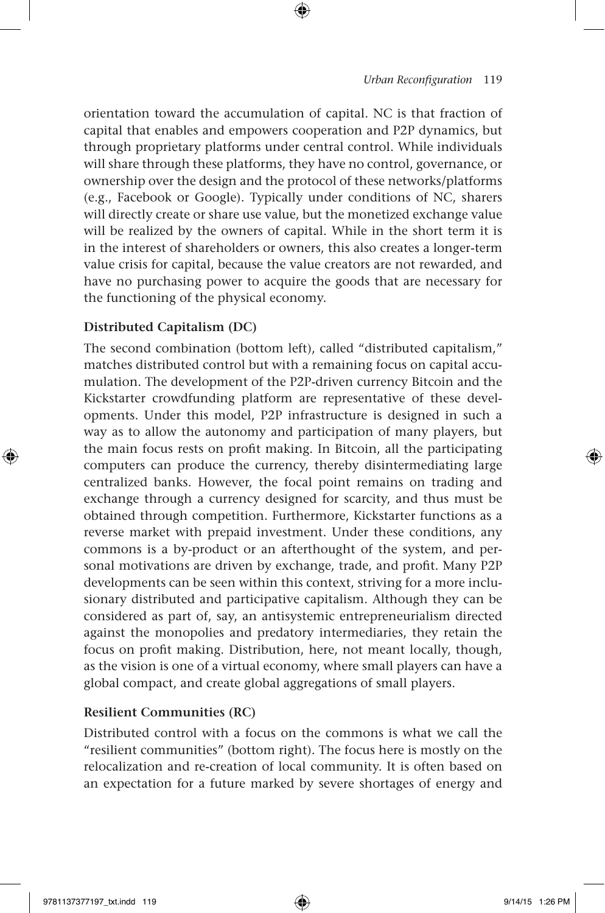orientation toward the accumulation of capital. NC is that fraction of capital that enables and empowers cooperation and P2P dynamics, but through proprietary platforms under central control. While individuals will share through these platforms, they have no control, governance, or ownership over the design and the protocol of these networks/platforms (e.g., Facebook or Google). Typically under conditions of NC, sharers will directly create or share use value, but the monetized exchange value will be realized by the owners of capital. While in the short term it is in the interest of shareholders or owners, this also creates a longer-term value crisis for capital, because the value creators are not rewarded, and have no purchasing power to acquire the goods that are necessary for the functioning of the physical economy.

### Distributed Capitalism (DC)

The second combination (bottom left), called "distributed capitalism," matches distributed control but with a remaining focus on capital accumulation. The development of the P2P-driven currency Bitcoin and the Kickstarter crowdfunding platform are representative of these developments. Under this model, P2P infrastructure is designed in such a way as to allow the autonomy and participation of many players, but the main focus rests on profit making. In Bitcoin, all the participating computers can produce the currency, thereby disintermediating large centralized banks. However, the focal point remains on trading and exchange through a currency designed for scarcity, and thus must be obtained through competition. Furthermore, Kickstarter functions as a reverse market with prepaid investment. Under these conditions, any commons is a by-product or an afterthought of the system, and personal motivations are driven by exchange, trade, and profit. Many P2P developments can be seen within this context, striving for a more inclusionary distributed and participative capitalism. Although they can be considered as part of, say, an antisystemic entrepreneurialism directed against the monopolies and predatory intermediaries, they retain the focus on profit making. Distribution, here, not meant locally, though, as the vision is one of a virtual economy, where small players can have a global compact, and create global aggregations of small players.

### Resilient Communities (RC)

Distributed control with a focus on the commons is what we call the "resilient communities" (bottom right). The focus here is mostly on the relocalization and re-creation of local community. It is often based on an expectation for a future marked by severe shortages of energy and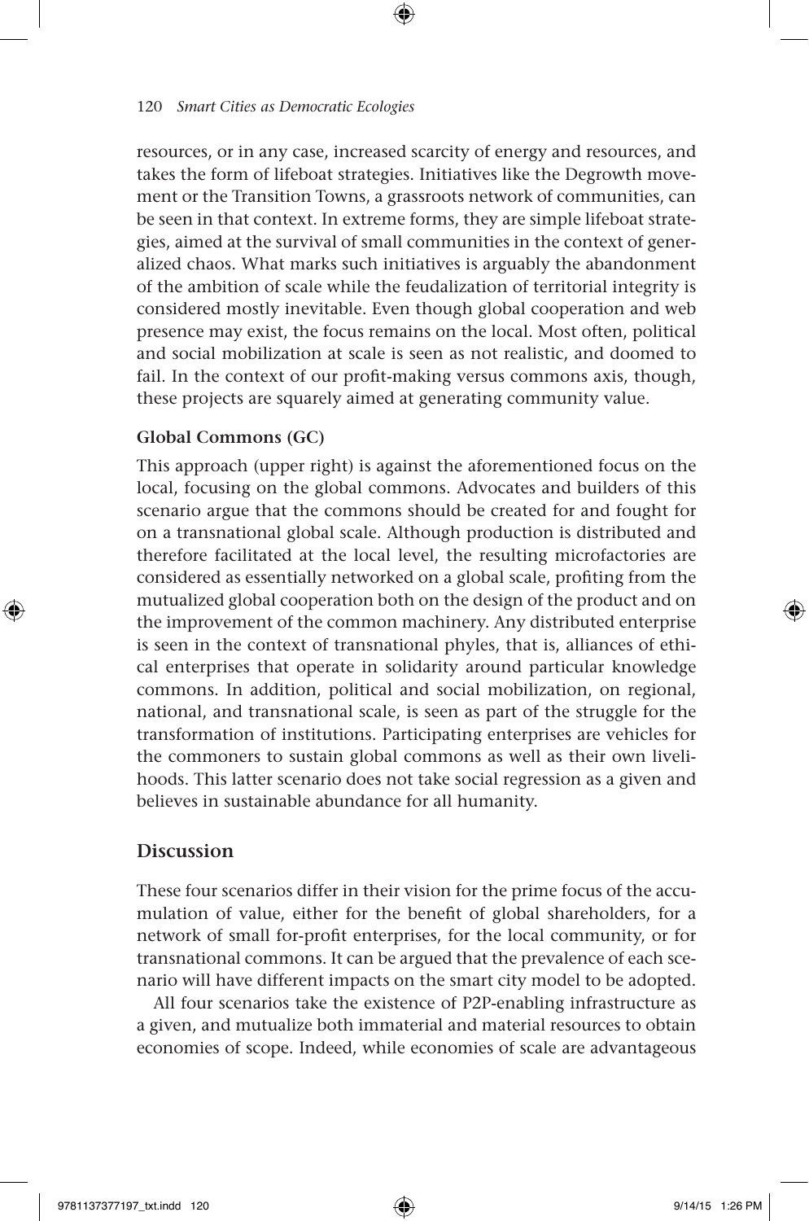resources, or in any case, increased scarcity of energy and resources, and takes the form of lifeboat strategies. Initiatives like the Degrowth movement or the Transition Towns, a grassroots network of communities, can be seen in that context. In extreme forms, they are simple lifeboat strategies, aimed at the survival of small communities in the context of generalized chaos. What marks such initiatives is arguably the abandonment of the ambition of scale while the feudalization of territorial integrity is considered mostly inevitable. Even though global cooperation and web presence may exist, the focus remains on the local. Most often, political and social mobilization at scale is seen as not realistic, and doomed to fail. In the context of our profit-making versus commons axis, though, these projects are squarely aimed at generating community value.

#### Global Commons (GC)

This approach (upper right) is against the aforementioned focus on the local, focusing on the global commons. Advocates and builders of this scenario argue that the commons should be created for and fought for on a transnational global scale. Although production is distributed and therefore facilitated at the local level, the resulting microfactories are considered as essentially networked on a global scale, profiting from the mutualized global cooperation both on the design of the product and on the improvement of the common machinery. Any distributed enterprise is seen in the context of transnational phyles, that is, alliances of ethical enterprises that operate in solidarity around particular knowledge commons. In addition, political and social mobilization, on regional, national, and transnational scale, is seen as part of the struggle for the transformation of institutions. Participating enterprises are vehicles for the commoners to sustain global commons as well as their own livelihoods. This latter scenario does not take social regression as a given and believes in sustainable abundance for all humanity.

### Discussion

These four scenarios differ in their vision for the prime focus of the accumulation of value, either for the benefit of global shareholders, for a network of small for-profit enterprises, for the local community, or for transnational commons. It can be argued that the prevalence of each scenario will have different impacts on the smart city model to be adopted.

All four scenarios take the existence of P2P-enabling infrastructure as a given, and mutualize both immaterial and material resources to obtain economies of scope. Indeed, while economies of scale are advantageous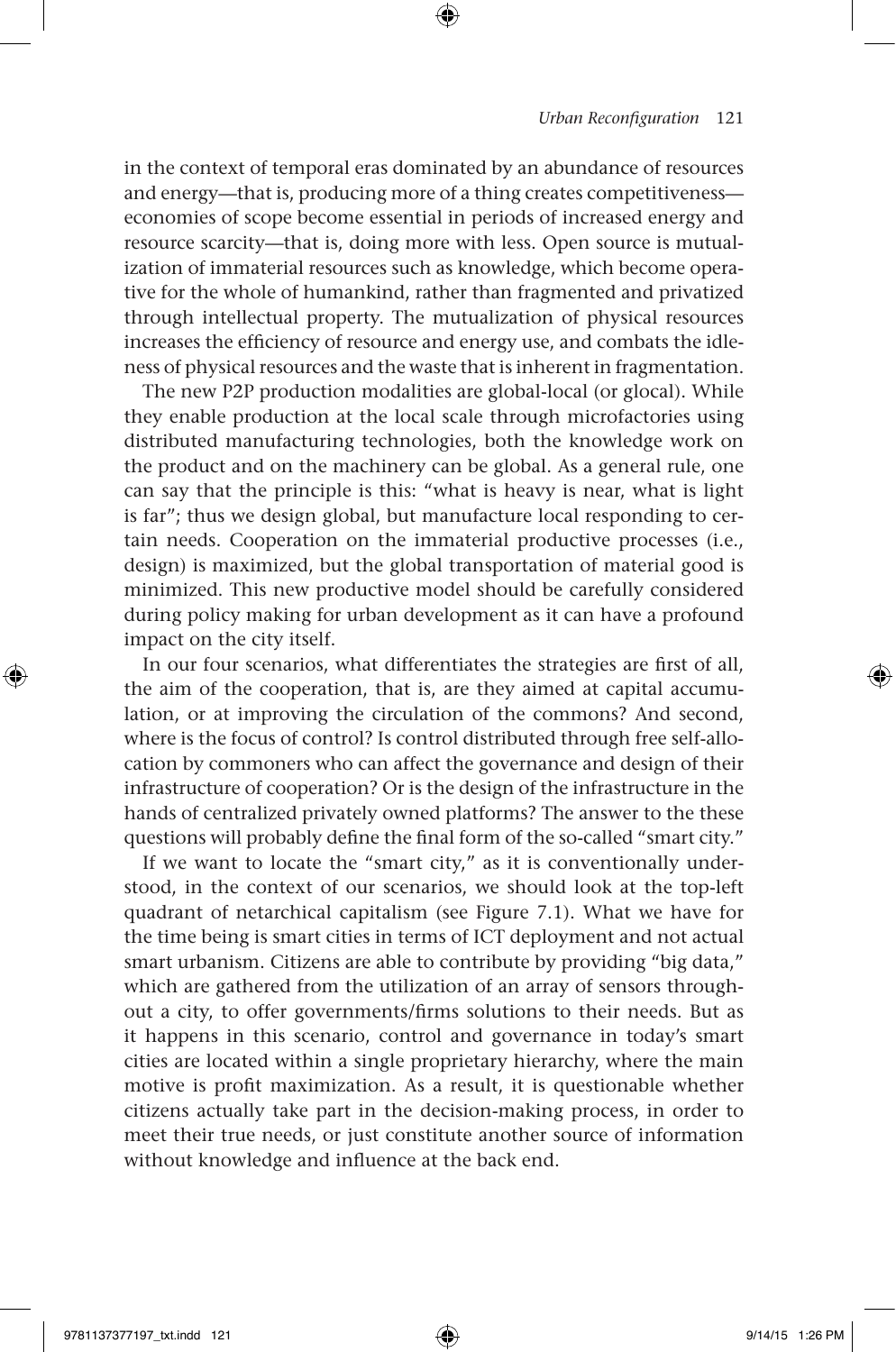in the context of temporal eras dominated by an abundance of resources and energy—that is, producing more of a thing creates competitiveness—economies of scope become essential in periods of increased energy and resource scarcity—that is, doing more with less. Open source is mutualization of immaterial resources such as knowledge, which become operative for the whole of humankind, rather than fragmented and privatized through intellectual property. The mutualization of physical resources increases the efficiency of resource and energy use, and combats the idleness of physical resources and the waste that is inherent in fragmentation.

The new P2P production modalities are global-local (or glocal). While they enable production at the local scale through microfactories using distributed manufacturing technologies, both the knowledge work on the product and on the machinery can be global. As a general rule, one can say that the principle is this: "what is heavy is near, what is light is far"; thus we design global, but manufacture local responding to certain needs. Cooperation on the immaterial productive processes (i.e., design) is maximized, but the global transportation of material good is minimized. This new productive model should be carefully considered during policy making for urban development as it can have a profound impact on the city itself.

In our four scenarios, what differentiates the strategies are first of all, the aim of the cooperation, that is, are they aimed at capital accumulation, or at improving the circulation of the commons? And second, where is the focus of control? Is control distributed through free self-allocation by commoners who can affect the governance and design of their infrastructure of cooperation? Or is the design of the infrastructure in the hands of centralized privately owned platforms? The answer to the these questions will probably define the final form of the so-called "smart city."

If we want to locate the "smart city," as it is conventionally understood, in the context of our scenarios, we should look at the top-left quadrant of netarchical capitalism (see Figure 7.1). What we have for the time being is smart cities in terms of ICT deployment and not actual smart urbanism. Citizens are able to contribute by providing "big data," which are gathered from the utilization of an array of sensors throughout a city, to offer governments/firms solutions to their needs. But as it happens in this scenario, control and governance in today's smart cities are located within a single proprietary hierarchy, where the main motive is profit maximization. As a result, it is questionable whether citizens actually take part in the decision-making process, in order to meet their true needs, or just constitute another source of information without knowledge and influence at the back end.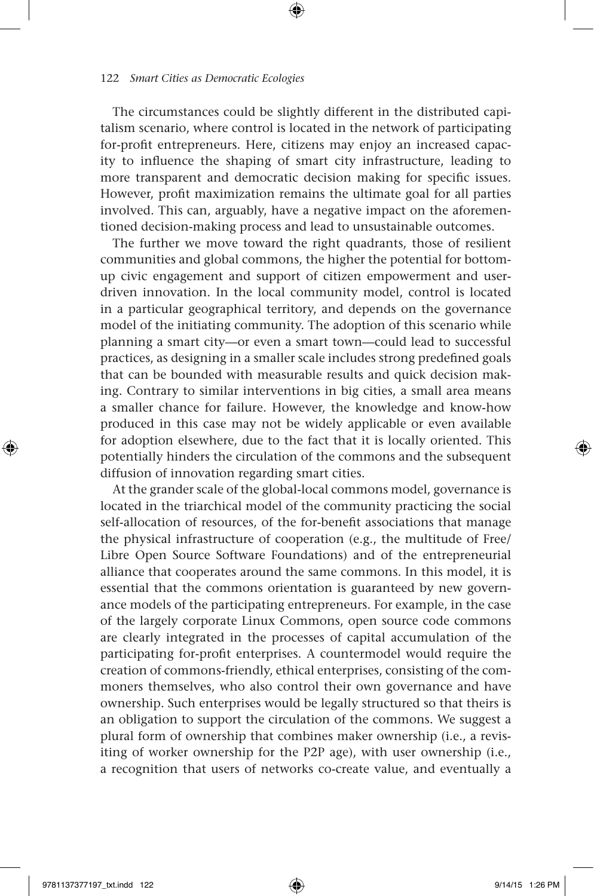The circumstances could be slightly different in the distributed capitalism scenario, where control is located in the network of participating for-profit entrepreneurs. Here, citizens may enjoy an increased capacity to influence the shaping of smart city infrastructure, leading to more transparent and democratic decision making for specific issues. However, profit maximization remains the ultimate goal for all parties involved. This can, arguably, have a negative impact on the aforementioned decision-making process and lead to unsustainable outcomes.

The further we move toward the right quadrants, those of resilient communities and global commons, the higher the potential for bottom-up civic engagement and support of citizen empowerment and user-driven innovation. In the local community model, control is located in a particular geographical territory, and depends on the governance model of the initiating community. The adoption of this scenario while planning a smart city—or even a smart town—could lead to successful practices, as designing in a smaller scale includes strong predefined goals that can be bounded with measurable results and quick decision making. Contrary to similar interventions in big cities, a small area means a smaller chance for failure. However, the knowledge and know-how produced in this case may not be widely applicable or even available for adoption elsewhere, due to the fact that it is locally oriented. This potentially hinders the circulation of the commons and the subsequent diffusion of innovation regarding smart cities.

At the grander scale of the global-local commons model, governance is located in the triarchical model of the community practicing the social self-allocation of resources, of the for-benefit associations that manage the physical infrastructure of cooperation (e.g., the multitude of Free/Libre Open Source Software Foundations) and of the entrepreneurial alliance that cooperates around the same commons. In this model, it is essential that the commons orientation is guaranteed by new governance models of the participating entrepreneurs. For example, in the case of the largely corporate Linux Commons, open source code commons are clearly integrated in the processes of capital accumulation of the participating for-profit enterprises. A countermodel would require the creation of commons-friendly, ethical enterprises, consisting of the commoners themselves, who also control their own governance and have ownership. Such enterprises would be legally structured so that theirs is an obligation to support the circulation of the commons. We suggest a plural form of ownership that combines maker ownership (i.e., a revisiting of worker ownership for the P2P age), with user ownership (i.e., a recognition that users of networks co-create value, and eventually a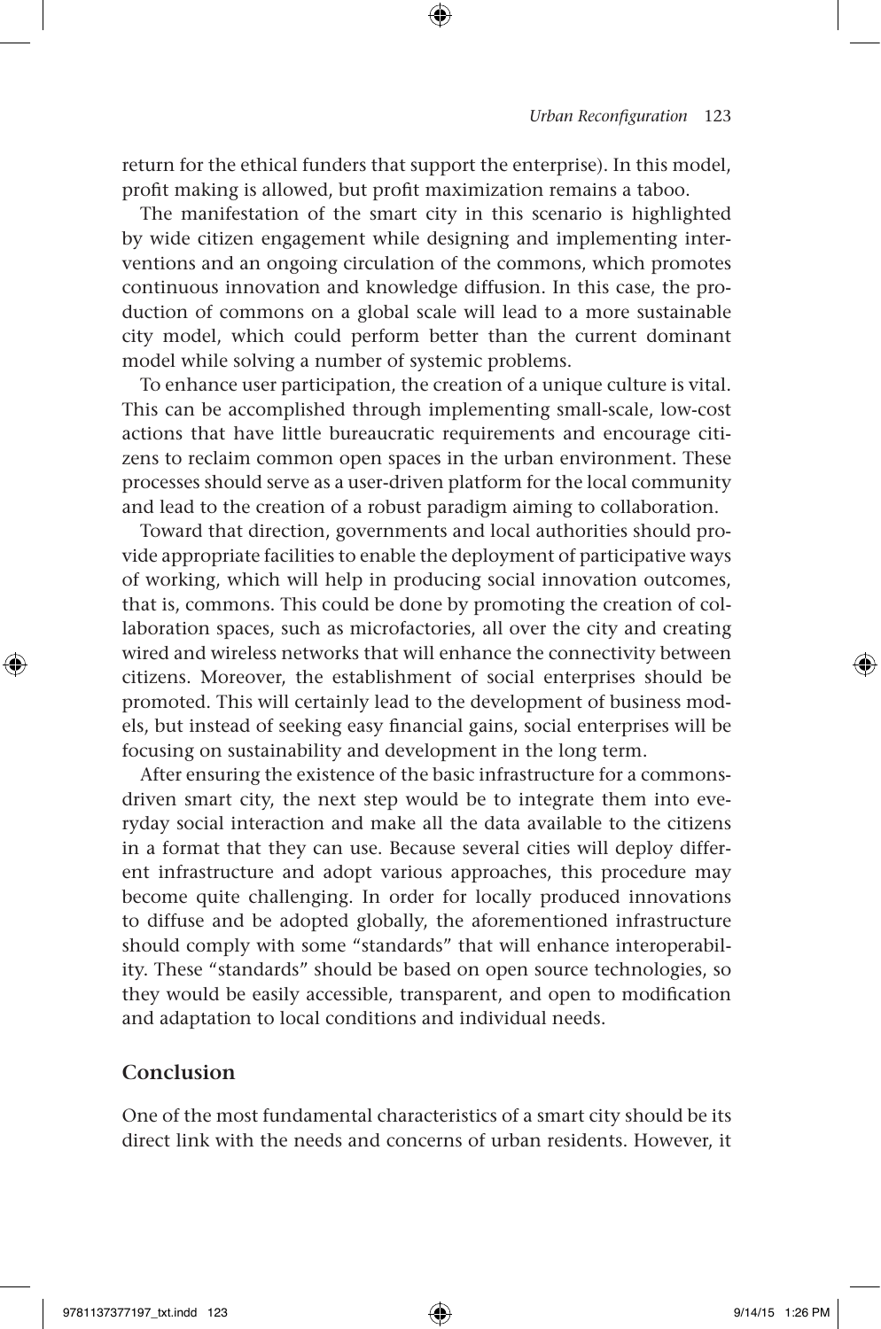return for the ethical funders that support the enterprise). In this model, profit making is allowed, but profit maximization remains a taboo.

The manifestation of the smart city in this scenario is highlighted by wide citizen engagement while designing and implementing interventions and an ongoing circulation of the commons, which promotes continuous innovation and knowledge diffusion. In this case, the production of commons on a global scale will lead to a more sustainable city model, which could perform better than the current dominant model while solving a number of systemic problems.

To enhance user participation, the creation of a unique culture is vital. This can be accomplished through implementing small-scale, low-cost actions that have little bureaucratic requirements and encourage citizens to reclaim common open spaces in the urban environment. These processes should serve as a user-driven platform for the local community and lead to the creation of a robust paradigm aiming to collaboration.

Toward that direction, governments and local authorities should provide appropriate facilities to enable the deployment of participative ways of working, which will help in producing social innovation outcomes, that is, commons. This could be done by promoting the creation of collaboration spaces, such as microfactories, all over the city and creating wired and wireless networks that will enhance the connectivity between citizens. Moreover, the establishment of social enterprises should be promoted. This will certainly lead to the development of business models, but instead of seeking easy financial gains, social enterprises will be focusing on sustainability and development in the long term.

After ensuring the existence of the basic infrastructure for a commons-driven smart city, the next step would be to integrate them into everyday social interaction and make all the data available to the citizens in a format that they can use. Because several cities will deploy different infrastructure and adopt various approaches, this procedure may become quite challenging. In order for locally produced innovations to diffuse and be adopted globally, the aforementioned infrastructure should comply with some "standards" that will enhance interoperability. These "standards" should be based on open source technologies, so they would be easily accessible, transparent, and open to modification and adaptation to local conditions and individual needs.

## Conclusion

One of the most fundamental characteristics of a smart city should be its direct link with the needs and concerns of urban residents. However, it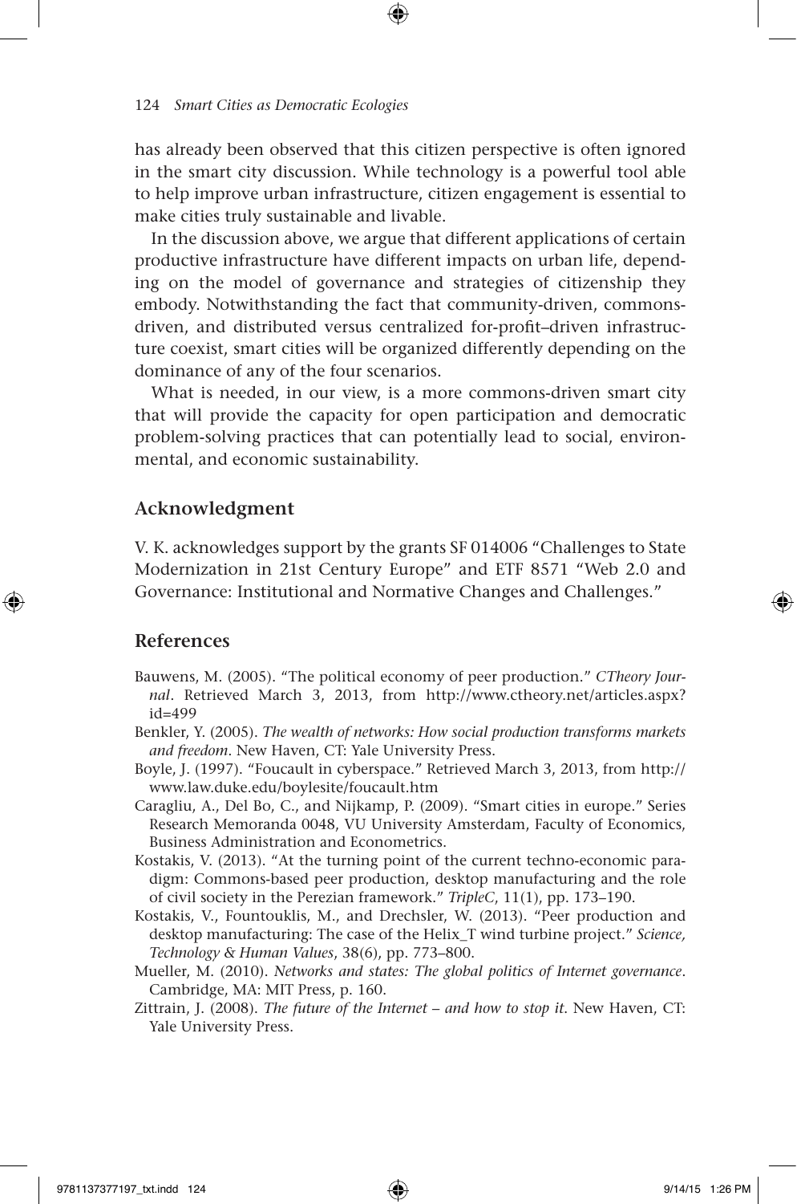has already been observed that this citizen perspective is often ignored in the smart city discussion. While technology is a powerful tool able to help improve urban infrastructure, citizen engagement is essential to make cities truly sustainable and livable.

In the discussion above, we argue that different applications of certain productive infrastructure have different impacts on urban life, depending on the model of governance and strategies of citizenship they embody. Notwithstanding the fact that community-driven, commons-driven, and distributed versus centralized for-profit–driven infrastructure coexist, smart cities will be organized differently depending on the dominance of any of the four scenarios.

What is needed, in our view, is a more commons-driven smart city that will provide the capacity for open participation and democratic problem-solving practices that can potentially lead to social, environmental, and economic sustainability.

## Acknowledgment

V. K. acknowledges support by the grants SF 014006 "Challenges to State Modernization in 21st Century Europe" and ETF 8571 "Web 2.0 and Governance: Institutional and Normative Changes and Challenges."

## References

Bauwens, M. (2005). "The political economy of peer production." *CTheory Journal*. Retrieved March 3, 2013, from http://www.ctheory.net/articles.aspx?id=499

Benkler, Y. (2005). *The wealth of networks: How social production transforms markets and freedom*. New Haven, CT: Yale University Press.

Boyle, J. (1997). "Foucault in cyberspace." Retrieved March 3, 2013, from http://www.law.duke.edu/boylesite/foucault.htm

Caragliu, A., Del Bo, C., and Nijkamp, P. (2009). "Smart cities in europe." Series Research Memoranda 0048, VU University Amsterdam, Faculty of Economics, Business Administration and Econometrics.

Kostakis, V. (2013). "At the turning point of the current techno-economic paradigm: Commons-based peer production, desktop manufacturing and the role of civil society in the Perezian framework." *TripleC*, 11(1), pp. 173–190.

Kostakis, V., Fountouklis, M., and Drechsler, W. (2013). "Peer production and desktop manufacturing: The case of the Helix_T wind turbine project." *Science, Technology & Human Values*, 38(6), pp. 773–800.

Mueller, M. (2010). *Networks and states: The global politics of Internet governance*. Cambridge, MA: MIT Press, p. 160.

Zittrain, J. (2008). *The future of the Internet – and how to stop it*. New Haven, CT: Yale University Press.